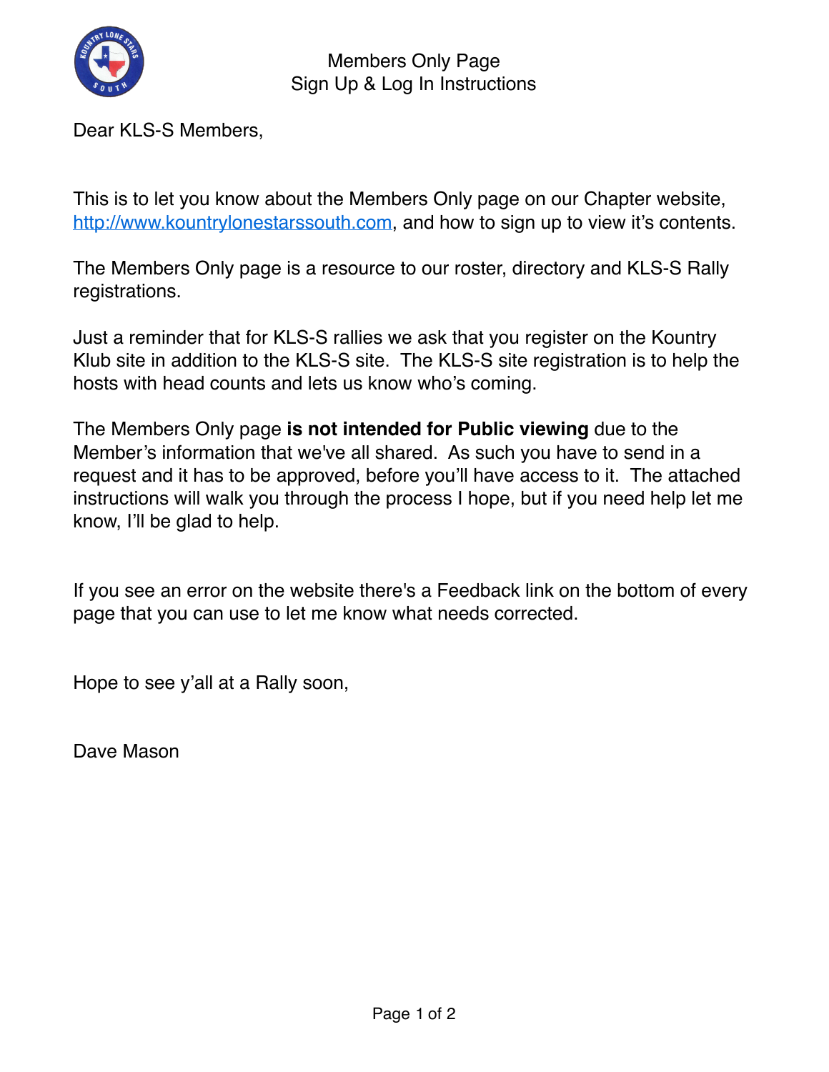# Members Only Page
## Sign Up & Log In Instructions

Dear KLS-S Members,

This is to let you know about the Members Only page on our Chapter website, [http://www.kountrylonestarssouth.com](http://www.kountrylonestarssouth.com), and how to sign up to view it's contents.

The Members Only page is a resource to our roster, directory and KLS-S Rally registrations.

Just a reminder that for KLS-S rallies we ask that you register on the Kountry Klub site in addition to the KLS-S site. The KLS-S site registration is to help the hosts with head counts and lets us know who's coming.

The Members Only page **is not intended for Public viewing** due to the Member's information that we've all shared. As such you have to send in a request and it has to be approved, before you'll have access to it. The attached instructions will walk you through the process I hope, but if you need help let me know, I'll be glad to help.

If you see an error on the website there's a Feedback link on the bottom of every page that you can use to let me know what needs corrected.

Hope to see y'all at a Rally soon,

Dave Mason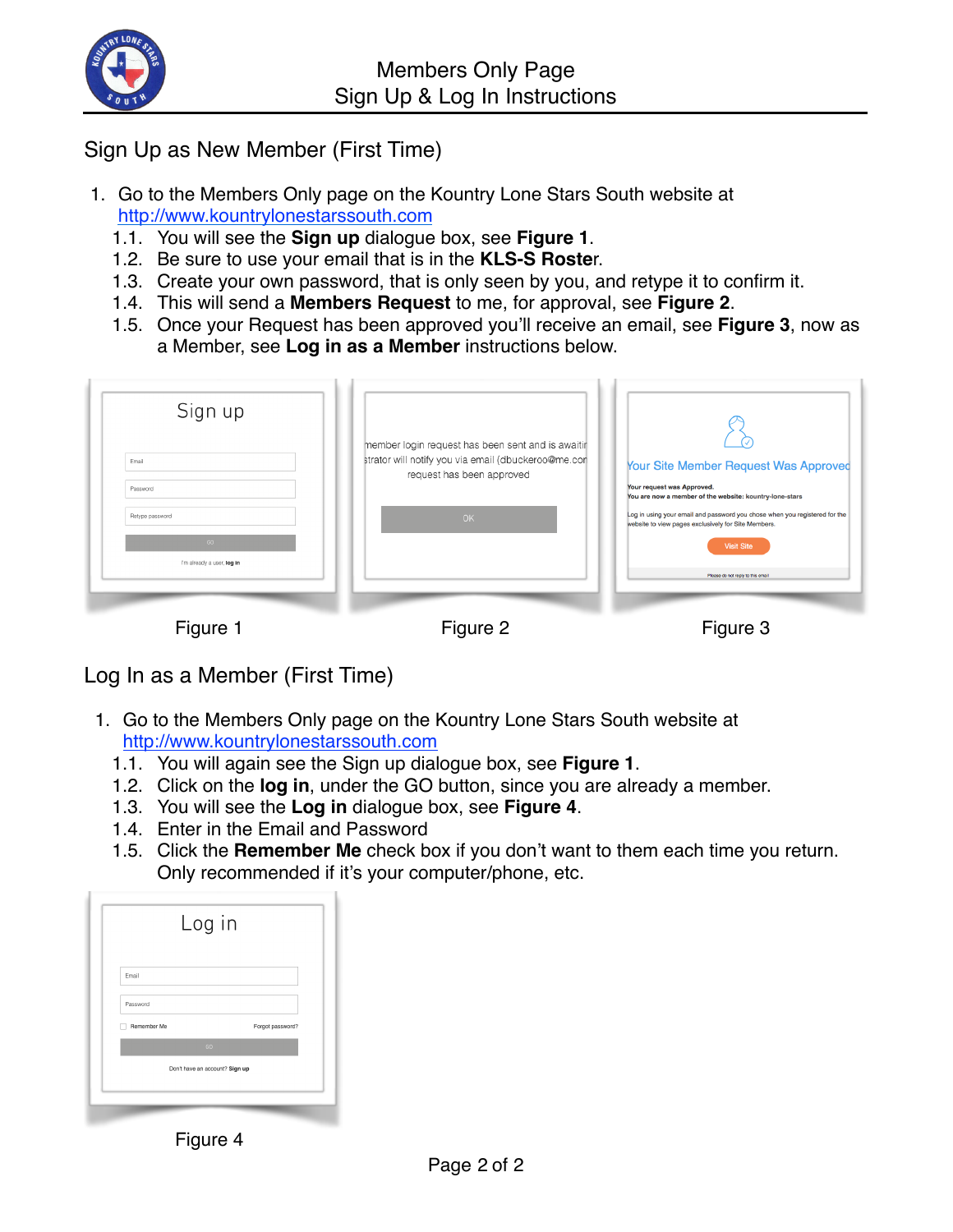# Members Only Page
# Sign Up & Log In Instructions

## Sign Up as New Member (First Time)

1. Go to the Members Only page on the Kountry Lone Stars South website at http://www.kountrylonestarssouth.com
   1.1. You will see the **Sign up** dialogue box, see **Figure 1**.
   1.2. Be sure to use your email that is in the **KLS-S Roste**r.
   1.3. Create your own password, that is only seen by you, and retype it to confirm it.
   1.4. This will send a **Members Request** to me, for approval, see **Figure 2**.
   1.5. Once your Request has been approved you'll receive an email, see **Figure 3**, now as a Member, see **Log in as a Member** instructions below.

Figure 1

Figure 2

Figure 3

## Log In as a Member (First Time)

1. Go to the Members Only page on the Kountry Lone Stars South website at http://www.kountrylonestarssouth.com
   1.1. You will again see the Sign up dialogue box, see **Figure 1**.
   1.2. Click on the **log in**, under the GO button, since you are already a member.
   1.3. You will see the **Log in** dialogue box, see **Figure 4**.
   1.4. Enter in the Email and Password
   1.5. Click the **Remember Me** check box if you don't want to them each time you return. Only recommended if it's your computer/phone, etc.

Figure 4